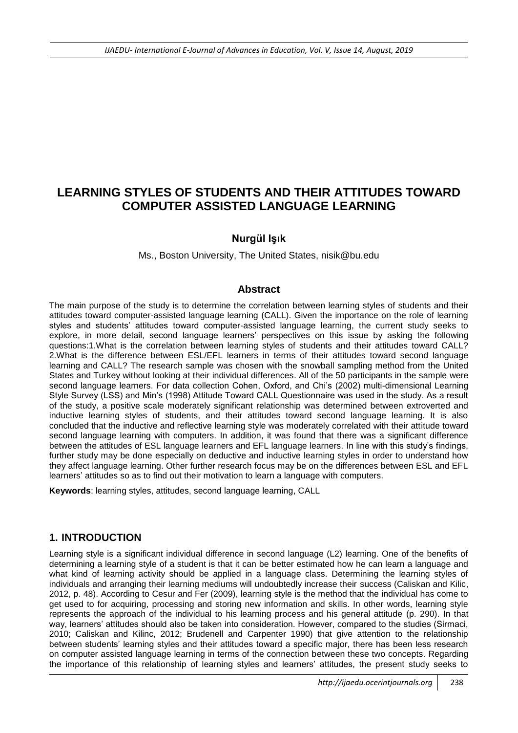# LEARNING STYLES OF STUDENTS AND THEIR ATTITUDES TOWARD COMPUTER ASSISTED LANGUAGE LEARNING

**Nurgül Işık**

Ms., Boston University, The United States, nisik@bu.edu

## Abstract

The main purpose of the study is to determine the correlation between learning styles of students and their attitudes toward computer-assisted language learning (CALL). Given the importance on the role of learning styles and students' attitudes toward computer-assisted language learning, the current study seeks to explore, in more detail, second language learners' perspectives on this issue by asking the following questions:1.What is the correlation between learning styles of students and their attitudes toward CALL? 2.What is the difference between ESL/EFL learners in terms of their attitudes toward second language learning and CALL? The research sample was chosen with the snowball sampling method from the United States and Turkey without looking at their individual differences. All of the 50 participants in the sample were second language learners. For data collection Cohen, Oxford, and Chi's (2002) multi-dimensional Learning Style Survey (LSS) and Min's (1998) Attitude Toward CALL Questionnaire was used in the study. As a result of the study, a positive scale moderately significant relationship was determined between extroverted and inductive learning styles of students, and their attitudes toward second language learning. It is also concluded that the inductive and reflective learning style was moderately correlated with their attitude toward second language learning with computers. In addition, it was found that there was a significant difference between the attitudes of ESL language learners and EFL language learners. In line with this study's findings, further study may be done especially on deductive and inductive learning styles in order to understand how they affect language learning. Other further research focus may be on the differences between ESL and EFL learners' attitudes so as to find out their motivation to learn a language with computers.

**Keywords**: learning styles, attitudes, second language learning, CALL

## 1. INTRODUCTION

Learning style is a significant individual difference in second language (L2) learning. One of the benefits of determining a learning style of a student is that it can be better estimated how he can learn a language and what kind of learning activity should be applied in a language class. Determining the learning styles of individuals and arranging their learning mediums will undoubtedly increase their success (Caliskan and Kilic, 2012, p. 48). According to Cesur and Fer (2009), learning style is the method that the individual has come to get used to for acquiring, processing and storing new information and skills. In other words, learning style represents the approach of the individual to his learning process and his general attitude (p. 290). In that way, learners' attitudes should also be taken into consideration. However, compared to the studies (Sirmaci, 2010; Caliskan and Kilinc, 2012; Brudenell and Carpenter 1990) that give attention to the relationship between students' learning styles and their attitudes toward a specific major, there has been less research on computer assisted language learning in terms of the connection between these two concepts. Regarding the importance of this relationship of learning styles and learners' attitudes, the present study seeks to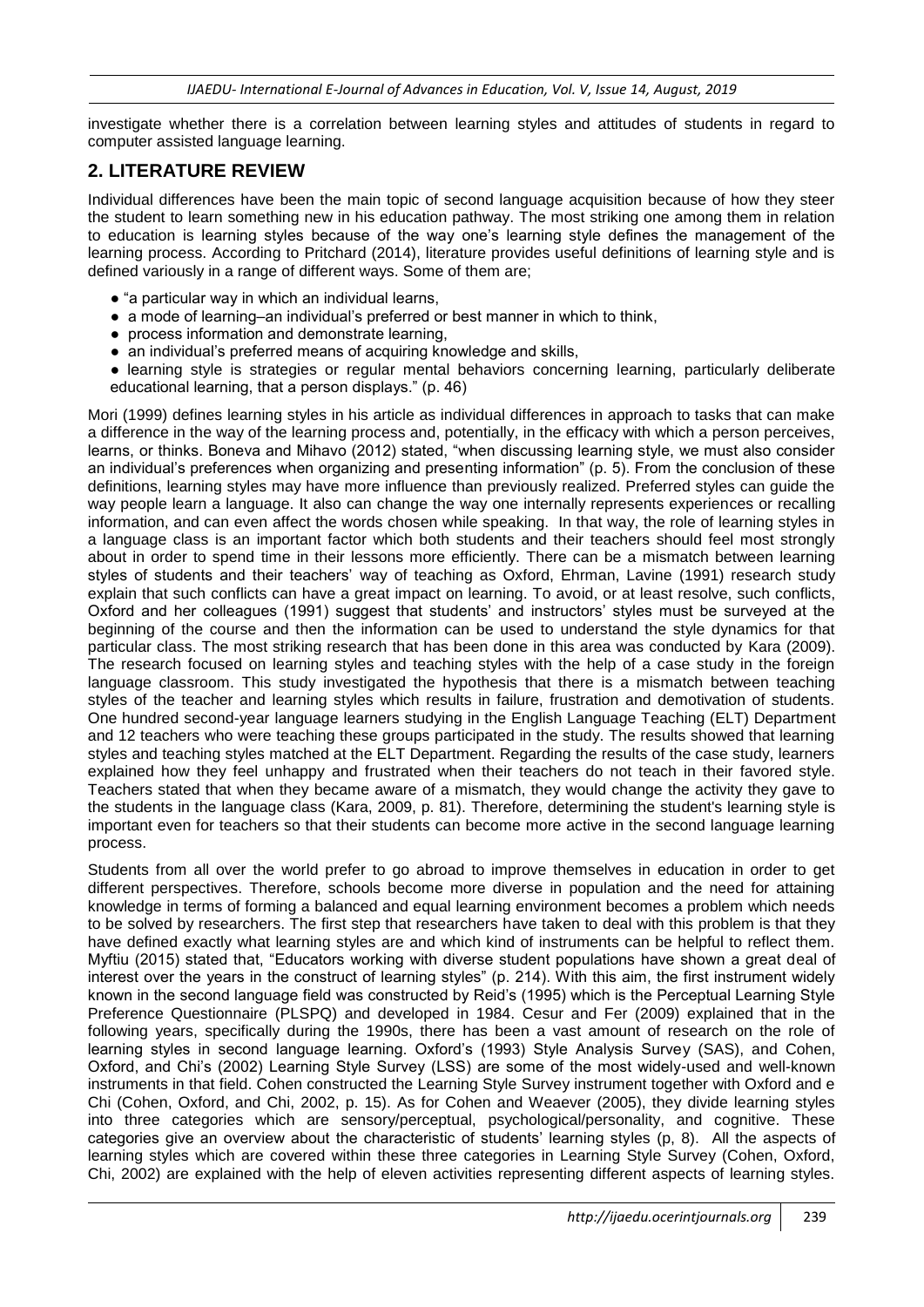investigate whether there is a correlation between learning styles and attitudes of students in regard to computer assisted language learning.

## 2. LITERATURE REVIEW

Individual differences have been the main topic of second language acquisition because of how they steer the student to learn something new in his education pathway. The most striking one among them in relation to education is learning styles because of the way one's learning style defines the management of the learning process. According to Pritchard (2014), literature provides useful definitions of learning style and is defined variously in a range of different ways. Some of them are;

- "a particular way in which an individual learns,
- a mode of learning–an individual's preferred or best manner in which to think,
- process information and demonstrate learning,
- an individual's preferred means of acquiring knowledge and skills,
- learning style is strategies or regular mental behaviors concerning learning, particularly deliberate educational learning, that a person displays." (p. 46)

Mori (1999) defines learning styles in his article as individual differences in approach to tasks that can make a difference in the way of the learning process and, potentially, in the efficacy with which a person perceives, learns, or thinks. Boneva and Mihavo (2012) stated, "when discussing learning style, we must also consider an individual's preferences when organizing and presenting information" (p. 5). From the conclusion of these definitions, learning styles may have more influence than previously realized. Preferred styles can guide the way people learn a language. It also can change the way one internally represents experiences or recalling information, and can even affect the words chosen while speaking. In that way, the role of learning styles in a language class is an important factor which both students and their teachers should feel most strongly about in order to spend time in their lessons more efficiently. There can be a mismatch between learning styles of students and their teachers' way of teaching as Oxford, Ehrman, Lavine (1991) research study explain that such conflicts can have a great impact on learning. To avoid, or at least resolve, such conflicts, Oxford and her colleagues (1991) suggest that students' and instructors' styles must be surveyed at the beginning of the course and then the information can be used to understand the style dynamics for that particular class. The most striking research that has been done in this area was conducted by Kara (2009). The research focused on learning styles and teaching styles with the help of a case study in the foreign language classroom. This study investigated the hypothesis that there is a mismatch between teaching styles of the teacher and learning styles which results in failure, frustration and demotivation of students. One hundred second-year language learners studying in the English Language Teaching (ELT) Department and 12 teachers who were teaching these groups participated in the study. The results showed that learning styles and teaching styles matched at the ELT Department. Regarding the results of the case study, learners explained how they feel unhappy and frustrated when their teachers do not teach in their favored style. Teachers stated that when they became aware of a mismatch, they would change the activity they gave to the students in the language class (Kara, 2009, p. 81). Therefore, determining the student's learning style is important even for teachers so that their students can become more active in the second language learning process.

Students from all over the world prefer to go abroad to improve themselves in education in order to get different perspectives. Therefore, schools become more diverse in population and the need for attaining knowledge in terms of forming a balanced and equal learning environment becomes a problem which needs to be solved by researchers. The first step that researchers have taken to deal with this problem is that they have defined exactly what learning styles are and which kind of instruments can be helpful to reflect them. Myftiu (2015) stated that, "Educators working with diverse student populations have shown a great deal of interest over the years in the construct of learning styles" (p. 214). With this aim, the first instrument widely known in the second language field was constructed by Reid's (1995) which is the Perceptual Learning Style Preference Questionnaire (PLSPQ) and developed in 1984. Cesur and Fer (2009) explained that in the following years, specifically during the 1990s, there has been a vast amount of research on the role of learning styles in second language learning. Oxford's (1993) Style Analysis Survey (SAS), and Cohen, Oxford, and Chi's (2002) Learning Style Survey (LSS) are some of the most widely-used and well-known instruments in that field. Cohen constructed the Learning Style Survey instrument together with Oxford and e Chi (Cohen, Oxford, and Chi, 2002, p. 15). As for Cohen and Weaever (2005), they divide learning styles into three categories which are sensory/perceptual, psychological/personality, and cognitive. These categories give an overview about the characteristic of students' learning styles (p, 8). All the aspects of learning styles which are covered within these three categories in Learning Style Survey (Cohen, Oxford, Chi, 2002) are explained with the help of eleven activities representing different aspects of learning styles.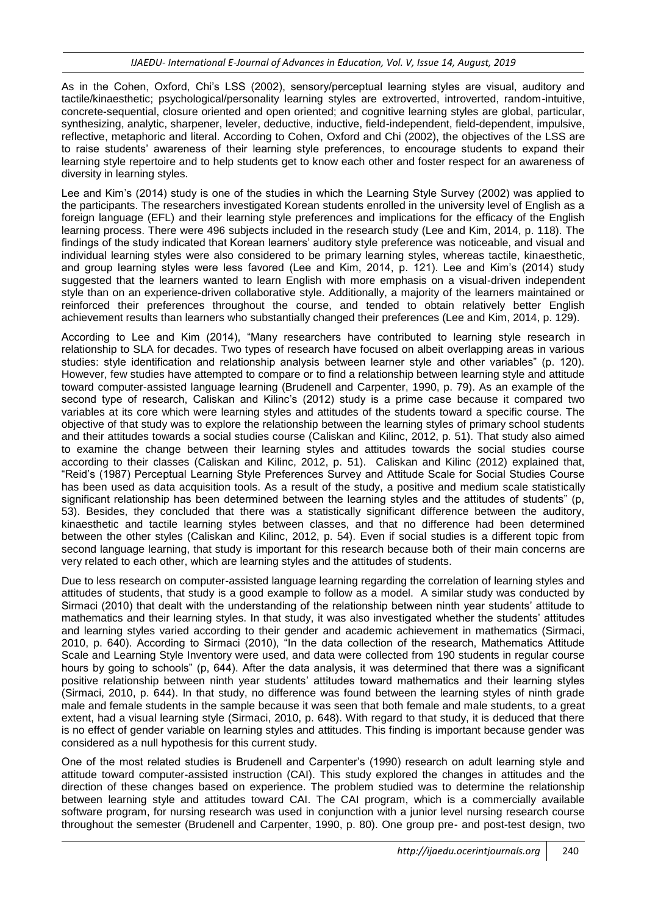As in the Cohen, Oxford, Chi's LSS (2002), sensory/perceptual learning styles are visual, auditory and tactile/kinaesthetic; psychological/personality learning styles are extroverted, introverted, random-intuitive, concrete-sequential, closure oriented and open oriented; and cognitive learning styles are global, particular, synthesizing, analytic, sharpener, leveler, deductive, inductive, field-independent, field-dependent, impulsive, reflective, metaphoric and literal. According to Cohen, Oxford and Chi (2002), the objectives of the LSS are to raise students' awareness of their learning style preferences, to encourage students to expand their learning style repertoire and to help students get to know each other and foster respect for an awareness of diversity in learning styles.

Lee and Kim's (2014) study is one of the studies in which the Learning Style Survey (2002) was applied to the participants. The researchers investigated Korean students enrolled in the university level of English as a foreign language (EFL) and their learning style preferences and implications for the efficacy of the English learning process. There were 496 subjects included in the research study (Lee and Kim, 2014, p. 118). The findings of the study indicated that Korean learners' auditory style preference was noticeable, and visual and individual learning styles were also considered to be primary learning styles, whereas tactile, kinaesthetic, and group learning styles were less favored (Lee and Kim, 2014, p. 121). Lee and Kim's (2014) study suggested that the learners wanted to learn English with more emphasis on a visual-driven independent style than on an experience-driven collaborative style. Additionally, a majority of the learners maintained or reinforced their preferences throughout the course, and tended to obtain relatively better English achievement results than learners who substantially changed their preferences (Lee and Kim, 2014, p. 129).

According to Lee and Kim (2014), "Many researchers have contributed to learning style research in relationship to SLA for decades. Two types of research have focused on albeit overlapping areas in various studies: style identification and relationship analysis between learner style and other variables" (p. 120). However, few studies have attempted to compare or to find a relationship between learning style and attitude toward computer-assisted language learning (Brudenell and Carpenter, 1990, p. 79). As an example of the second type of research, Caliskan and Kilinc's (2012) study is a prime case because it compared two variables at its core which were learning styles and attitudes of the students toward a specific course. The objective of that study was to explore the relationship between the learning styles of primary school students and their attitudes towards a social studies course (Caliskan and Kilinc, 2012, p. 51). That study also aimed to examine the change between their learning styles and attitudes towards the social studies course according to their classes (Caliskan and Kilinc, 2012, p. 51). Caliskan and Kilinc (2012) explained that, "Reid's (1987) Perceptual Learning Style Preferences Survey and Attitude Scale for Social Studies Course has been used as data acquisition tools. As a result of the study, a positive and medium scale statistically significant relationship has been determined between the learning styles and the attitudes of students" (p, 53). Besides, they concluded that there was a statistically significant difference between the auditory, kinaesthetic and tactile learning styles between classes, and that no difference had been determined between the other styles (Caliskan and Kilinc, 2012, p. 54). Even if social studies is a different topic from second language learning, that study is important for this research because both of their main concerns are very related to each other, which are learning styles and the attitudes of students.

Due to less research on computer-assisted language learning regarding the correlation of learning styles and attitudes of students, that study is a good example to follow as a model. A similar study was conducted by Sirmaci (2010) that dealt with the understanding of the relationship between ninth year students' attitude to mathematics and their learning styles. In that study, it was also investigated whether the students' attitudes and learning styles varied according to their gender and academic achievement in mathematics (Sirmaci, 2010, p. 640). According to Sirmaci (2010), "In the data collection of the research, Mathematics Attitude Scale and Learning Style Inventory were used, and data were collected from 190 students in regular course hours by going to schools" (p, 644). After the data analysis, it was determined that there was a significant positive relationship between ninth year students' attitudes toward mathematics and their learning styles (Sirmaci, 2010, p. 644). In that study, no difference was found between the learning styles of ninth grade male and female students in the sample because it was seen that both female and male students, to a great extent, had a visual learning style (Sirmaci, 2010, p. 648). With regard to that study, it is deduced that there is no effect of gender variable on learning styles and attitudes. This finding is important because gender was considered as a null hypothesis for this current study.

One of the most related studies is Brudenell and Carpenter's (1990) research on adult learning style and attitude toward computer-assisted instruction (CAI). This study explored the changes in attitudes and the direction of these changes based on experience. The problem studied was to determine the relationship between learning style and attitudes toward CAI. The CAI program, which is a commercially available software program, for nursing research was used in conjunction with a junior level nursing research course throughout the semester (Brudenell and Carpenter, 1990, p. 80). One group pre- and post-test design, two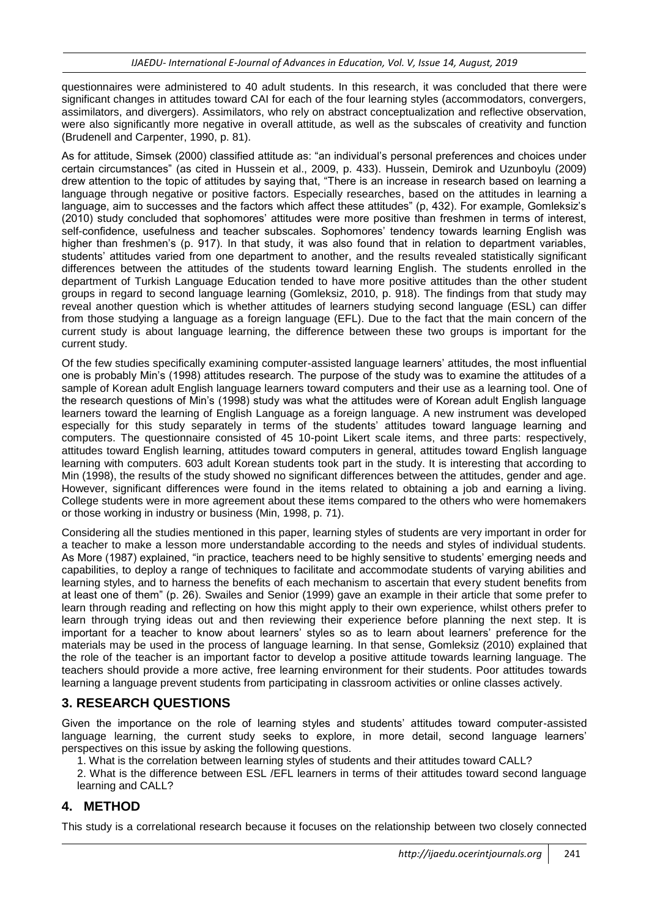questionnaires were administered to 40 adult students. In this research, it was concluded that there were significant changes in attitudes toward CAI for each of the four learning styles (accommodators, convergers, assimilators, and divergers). Assimilators, who rely on abstract conceptualization and reflective observation, were also significantly more negative in overall attitude, as well as the subscales of creativity and function (Brudenell and Carpenter, 1990, p. 81).

As for attitude, Simsek (2000) classified attitude as: "an individual's personal preferences and choices under certain circumstances" (as cited in Hussein et al., 2009, p. 433). Hussein, Demirok and Uzunboylu (2009) drew attention to the topic of attitudes by saying that, "There is an increase in research based on learning a language through negative or positive factors. Especially researches, based on the attitudes in learning a language, aim to successes and the factors which affect these attitudes" (p, 432). For example, Gomleksiz's (2010) study concluded that sophomores' attitudes were more positive than freshmen in terms of interest, self-confidence, usefulness and teacher subscales. Sophomores' tendency towards learning English was higher than freshmen's (p. 917). In that study, it was also found that in relation to department variables, students' attitudes varied from one department to another, and the results revealed statistically significant differences between the attitudes of the students toward learning English. The students enrolled in the department of Turkish Language Education tended to have more positive attitudes than the other student groups in regard to second language learning (Gomleksiz, 2010, p. 918). The findings from that study may reveal another question which is whether attitudes of learners studying second language (ESL) can differ from those studying a language as a foreign language (EFL). Due to the fact that the main concern of the current study is about language learning, the difference between these two groups is important for the current study.

Of the few studies specifically examining computer-assisted language learners' attitudes, the most influential one is probably Min's (1998) attitudes research. The purpose of the study was to examine the attitudes of a sample of Korean adult English language learners toward computers and their use as a learning tool. One of the research questions of Min's (1998) study was what the attitudes were of Korean adult English language learners toward the learning of English Language as a foreign language. A new instrument was developed especially for this study separately in terms of the students' attitudes toward language learning and computers. The questionnaire consisted of 45 10-point Likert scale items, and three parts: respectively, attitudes toward English learning, attitudes toward computers in general, attitudes toward English language learning with computers. 603 adult Korean students took part in the study. It is interesting that according to Min (1998), the results of the study showed no significant differences between the attitudes, gender and age. However, significant differences were found in the items related to obtaining a job and earning a living. College students were in more agreement about these items compared to the others who were homemakers or those working in industry or business (Min, 1998, p. 71).

Considering all the studies mentioned in this paper, learning styles of students are very important in order for a teacher to make a lesson more understandable according to the needs and styles of individual students. As More (1987) explained, "in practice, teachers need to be highly sensitive to students' emerging needs and capabilities, to deploy a range of techniques to facilitate and accommodate students of varying abilities and learning styles, and to harness the benefits of each mechanism to ascertain that every student benefits from at least one of them" (p. 26). Swailes and Senior (1999) gave an example in their article that some prefer to learn through reading and reflecting on how this might apply to their own experience, whilst others prefer to learn through trying ideas out and then reviewing their experience before planning the next step. It is important for a teacher to know about learners' styles so as to learn about learners' preference for the materials may be used in the process of language learning. In that sense, Gomleksiz (2010) explained that the role of the teacher is an important factor to develop a positive attitude towards learning language. The teachers should provide a more active, free learning environment for their students. Poor attitudes towards learning a language prevent students from participating in classroom activities or online classes actively.

## 3. RESEARCH QUESTIONS

Given the importance on the role of learning styles and students' attitudes toward computer-assisted language learning, the current study seeks to explore, in more detail, second language learners' perspectives on this issue by asking the following questions.

1. What is the correlation between learning styles of students and their attitudes toward CALL?
2. What is the difference between ESL /EFL learners in terms of their attitudes toward second language learning and CALL?

## 4. METHOD

This study is a correlational research because it focuses on the relationship between two closely connected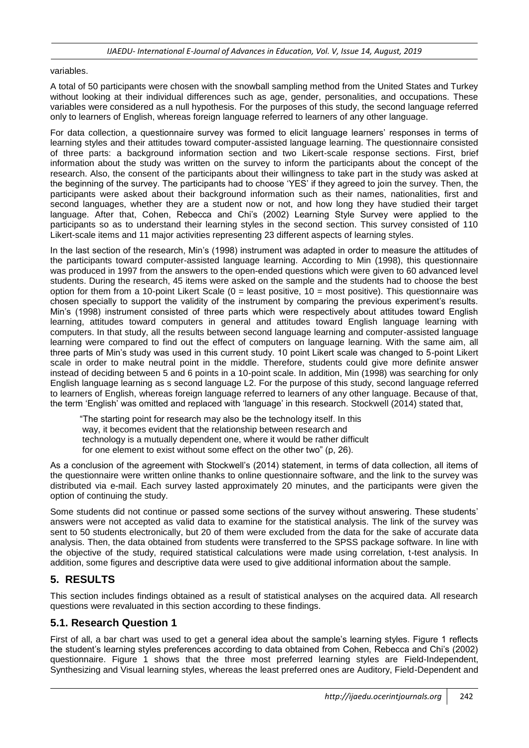variables.

A total of 50 participants were chosen with the snowball sampling method from the United States and Turkey without looking at their individual differences such as age, gender, personalities, and occupations. These variables were considered as a null hypothesis. For the purposes of this study, the second language referred only to learners of English, whereas foreign language referred to learners of any other language.

For data collection, a questionnaire survey was formed to elicit language learners' responses in terms of learning styles and their attitudes toward computer-assisted language learning. The questionnaire consisted of three parts: a background information section and two Likert-scale response sections. First, brief information about the study was written on the survey to inform the participants about the concept of the research. Also, the consent of the participants about their willingness to take part in the study was asked at the beginning of the survey. The participants had to choose 'YES' if they agreed to join the survey. Then, the participants were asked about their background information such as their names, nationalities, first and second languages, whether they are a student now or not, and how long they have studied their target language. After that, Cohen, Rebecca and Chi's (2002) Learning Style Survey were applied to the participants so as to understand their learning styles in the second section. This survey consisted of 110 Likert-scale items and 11 major activities representing 23 different aspects of learning styles.

In the last section of the research, Min's (1998) instrument was adapted in order to measure the attitudes of the participants toward computer-assisted language learning. According to Min (1998), this questionnaire was produced in 1997 from the answers to the open-ended questions which were given to 60 advanced level students. During the research, 45 items were asked on the sample and the students had to choose the best option for them from a 10-point Likert Scale (0 = least positive, 10 = most positive). This questionnaire was chosen specially to support the validity of the instrument by comparing the previous experiment's results. Min's (1998) instrument consisted of three parts which were respectively about attitudes toward English language learning, attitudes toward computers in general and attitudes toward English language learning with computers. In that study, all the results between second language learning and computer-assisted language learning were compared to find out the effect of computers on language learning. With the same aim, all three parts of Min's study was used in this current study. 10 point Likert scale was changed to 5-point Likert scale in order to make neutral point in the middle. Therefore, students could give more definite answer instead of deciding between 5 and 6 points in a 10-point scale. In addition, Min (1998) was searching for only English language learning as s second language L2. For the purpose of this study, second language referred to learners of English, whereas foreign language referred to learners of any other language. Because of that, the term 'English' was omitted and replaced with 'language' in this research. Stockwell (2014) stated that,

> "The starting point for research may also be the technology itself. In this way, it becomes evident that the relationship between research and technology is a mutually dependent one, where it would be rather difficult for one element to exist without some effect on the other two" (p, 26).

As a conclusion of the agreement with Stockwell's (2014) statement, in terms of data collection, all items of the questionnaire were written online thanks to online questionnaire software, and the link to the survey was distributed via e-mail. Each survey lasted approximately 20 minutes, and the participants were given the option of continuing the study.

Some students did not continue or passed some sections of the survey without answering. These students' answers were not accepted as valid data to examine for the statistical analysis. The link of the survey was sent to 50 students electronically, but 20 of them were excluded from the data for the sake of accurate data analysis. Then, the data obtained from students were transferred to the SPSS package software. In line with the objective of the study, required statistical calculations were made using correlation, t-test analysis. In addition, some figures and descriptive data were used to give additional information about the sample.

## 5. RESULTS

This section includes findings obtained as a result of statistical analyses on the acquired data. All research questions were revaluated in this section according to these findings.

### 5.1. Research Question 1

First of all, a bar chart was used to get a general idea about the sample's learning styles. Figure 1 reflects the student's learning styles preferences according to data obtained from Cohen, Rebecca and Chi's (2002) questionnaire. Figure 1 shows that the three most preferred learning styles are Field-Independent, Synthesizing and Visual learning styles, whereas the least preferred ones are Auditory, Field-Dependent and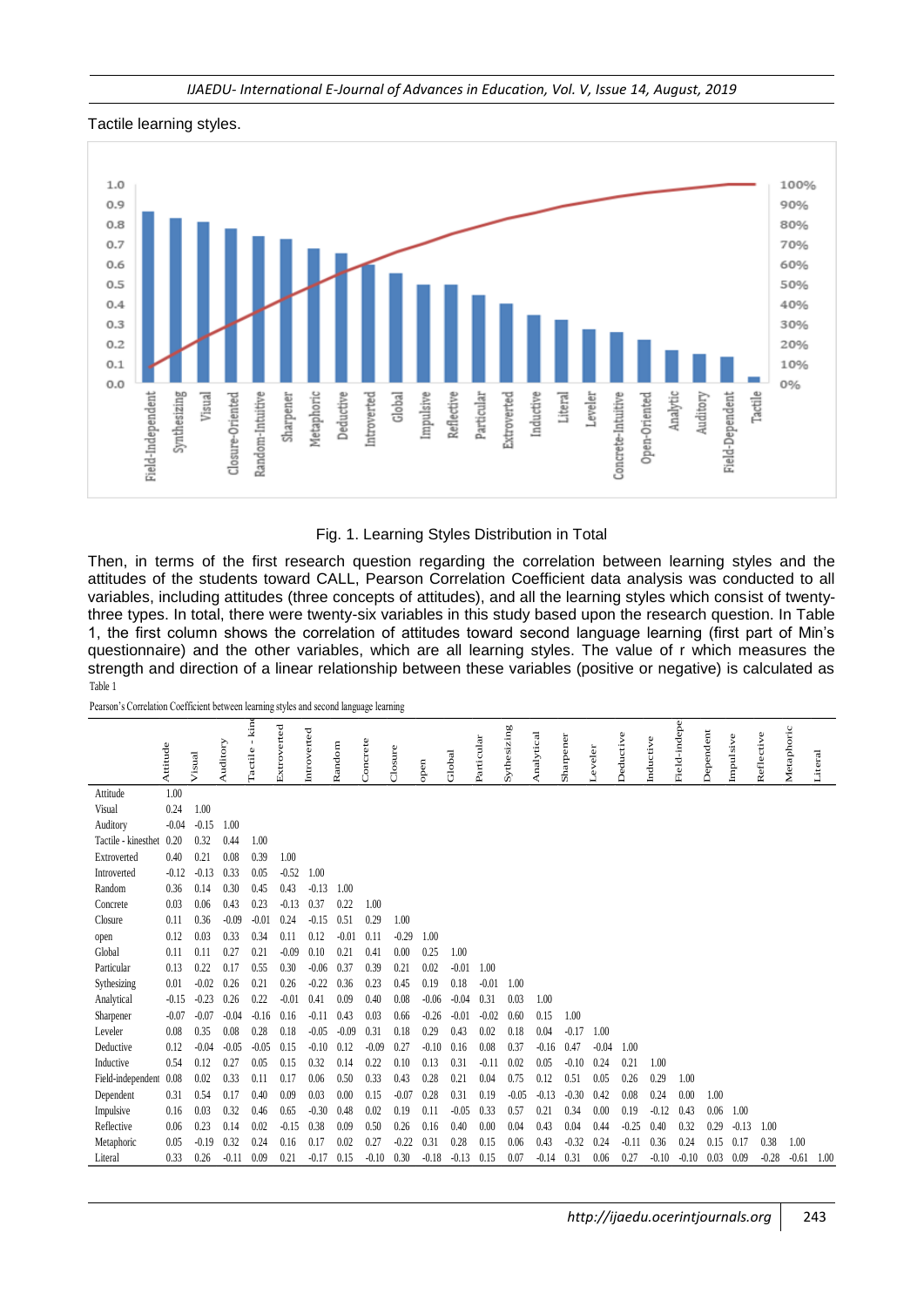Tactile learning styles.

Fig. 1. Learning Styles Distribution in Total

Then, in terms of the first research question regarding the correlation between learning styles and the attitudes of the students toward CALL, Pearson Correlation Coefficient data analysis was conducted to all variables, including attitudes (three concepts of attitudes), and all the learning styles which consist of twenty-three types. In total, there were twenty-six variables in this study based upon the research question. In Table 1, the first column shows the correlation of attitudes toward second language learning (first part of Min's questionnaire) and the other variables, which are all learning styles. The value of r which measures the strength and direction of a linear relationship between these variables (positive or negative) is calculated as

Table 1

Pearson's Correlation Coefficient between learning styles and second language learning

| | Attitude | Visual | Auditory | Tactile - kine | Extroverted | Introverted | Random | Concrete | Closure | open | Global | Particular | Sythesizing | Analytical | Sharpener | Leveler | Deductive | Inductive | Field-indepe | Dependent | Impulsive | Reflective | Metaphoric | Literal |
|---|---|---|---|---|---|---|---|---|---|---|---|---|---|---|---|---|---|---|---|---|---|---|---|---|
| Attitude | 1.00 | | | | | | | | | | | | | | | | | | | | | | | |
| Visual | 0.24 | 1.00 | | | | | | | | | | | | | | | | | | | | | | |
| Auditory | -0.04 | -0.15 | 1.00 | | | | | | | | | | | | | | | | | | | | | |
| Tactile - kinesthet | 0.20 | 0.32 | 0.44 | 1.00 | | | | | | | | | | | | | | | | | | | | |
| Extroverted | 0.40 | 0.21 | 0.08 | 0.39 | 1.00 | | | | | | | | | | | | | | | | | | | |
| Introverted | -0.12 | -0.13 | 0.33 | 0.05 | -0.52 | 1.00 | | | | | | | | | | | | | | | | | | |
| Random | 0.36 | 0.14 | 0.30 | 0.45 | 0.43 | -0.13 | 1.00 | | | | | | | | | | | | | | | | | |
| Concrete | 0.03 | 0.06 | 0.43 | 0.23 | -0.13 | 0.37 | 0.22 | 1.00 | | | | | | | | | | | | | | | | |
| Closure | 0.11 | 0.36 | -0.09 | -0.01 | 0.24 | -0.15 | 0.51 | 0.29 | 1.00 | | | | | | | | | | | | | | | |
| open | 0.12 | 0.03 | 0.33 | 0.34 | 0.11 | 0.12 | -0.01 | 0.11 | -0.29 | 1.00 | | | | | | | | | | | | | | |
| Global | 0.11 | 0.11 | 0.27 | 0.21 | -0.09 | 0.10 | 0.21 | 0.41 | 0.00 | 0.25 | 1.00 | | | | | | | | | | | | | |
| Particular | 0.13 | 0.22 | 0.17 | 0.55 | 0.30 | -0.06 | 0.37 | 0.39 | 0.21 | 0.02 | -0.01 | 1.00 | | | | | | | | | | | | |
| Sythesizing | 0.01 | -0.02 | 0.26 | 0.21 | 0.26 | -0.22 | 0.36 | 0.23 | 0.45 | 0.19 | 0.18 | -0.01 | 1.00 | | | | | | | | | | | |
| Analytical | -0.15 | -0.23 | 0.26 | 0.22 | -0.01 | 0.41 | 0.09 | 0.40 | 0.08 | -0.06 | -0.04 | 0.31 | 0.03 | 1.00 | | | | | | | | | | |
| Sharpener | -0.07 | -0.07 | -0.04 | -0.16 | 0.16 | -0.11 | 0.43 | 0.03 | 0.66 | -0.26 | -0.01 | -0.02 | 0.60 | 0.15 | 1.00 | | | | | | | | | |
| Leveler | 0.08 | 0.35 | 0.08 | 0.28 | 0.18 | -0.05 | -0.09 | 0.31 | 0.18 | 0.29 | 0.43 | 0.02 | 0.18 | 0.04 | -0.17 | 1.00 | | | | | | | | |
| Deductive | 0.12 | -0.04 | -0.05 | -0.05 | 0.15 | -0.10 | 0.12 | -0.09 | 0.27 | -0.10 | 0.16 | 0.08 | 0.37 | -0.16 | 0.47 | -0.04 | 1.00 | | | | | | | |
| Inductive | 0.54 | 0.12 | 0.27 | 0.05 | 0.15 | 0.32 | 0.14 | 0.22 | 0.10 | 0.13 | 0.31 | -0.11 | 0.02 | 0.05 | -0.10 | 0.24 | 0.21 | 1.00 | | | | | | |
| Field-independent | 0.08 | 0.02 | 0.33 | 0.11 | 0.17 | 0.06 | 0.50 | 0.33 | 0.43 | 0.28 | 0.21 | 0.04 | 0.75 | 0.12 | 0.51 | 0.05 | 0.26 | 0.29 | 1.00 | | | | | |
| Dependent | 0.31 | 0.54 | 0.17 | 0.40 | 0.09 | 0.03 | 0.00 | 0.15 | -0.07 | 0.28 | 0.31 | 0.19 | -0.05 | -0.13 | -0.30 | 0.42 | 0.08 | 0.24 | 0.00 | 1.00 | | | | |
| Impulsive | 0.16 | 0.03 | 0.32 | 0.46 | 0.65 | -0.30 | 0.48 | 0.02 | 0.19 | 0.11 | -0.05 | 0.33 | 0.57 | 0.21 | 0.34 | 0.00 | 0.19 | -0.12 | 0.43 | 0.06 | 1.00 | | | |
| Reflective | 0.06 | 0.23 | 0.14 | 0.02 | -0.15 | 0.38 | 0.09 | 0.50 | 0.26 | 0.16 | 0.40 | 0.00 | 0.04 | 0.43 | 0.04 | 0.44 | -0.25 | 0.40 | 0.32 | 0.29 | -0.13 | 1.00 | | |
| Metaphoric | 0.05 | -0.19 | 0.32 | 0.24 | 0.16 | 0.17 | 0.02 | 0.27 | -0.22 | 0.31 | 0.28 | 0.15 | 0.06 | 0.43 | -0.32 | 0.24 | -0.11 | 0.36 | 0.24 | 0.15 | 0.17 | 0.38 | 1.00 | |
| Literal | 0.33 | 0.26 | -0.11 | 0.09 | 0.21 | -0.17 | 0.15 | -0.10 | 0.30 | -0.18 | -0.13 | 0.15 | 0.07 | -0.14 | 0.31 | 0.06 | 0.27 | -0.10 | -0.10 | 0.03 | 0.09 | -0.28 | -0.61 | 1.00 |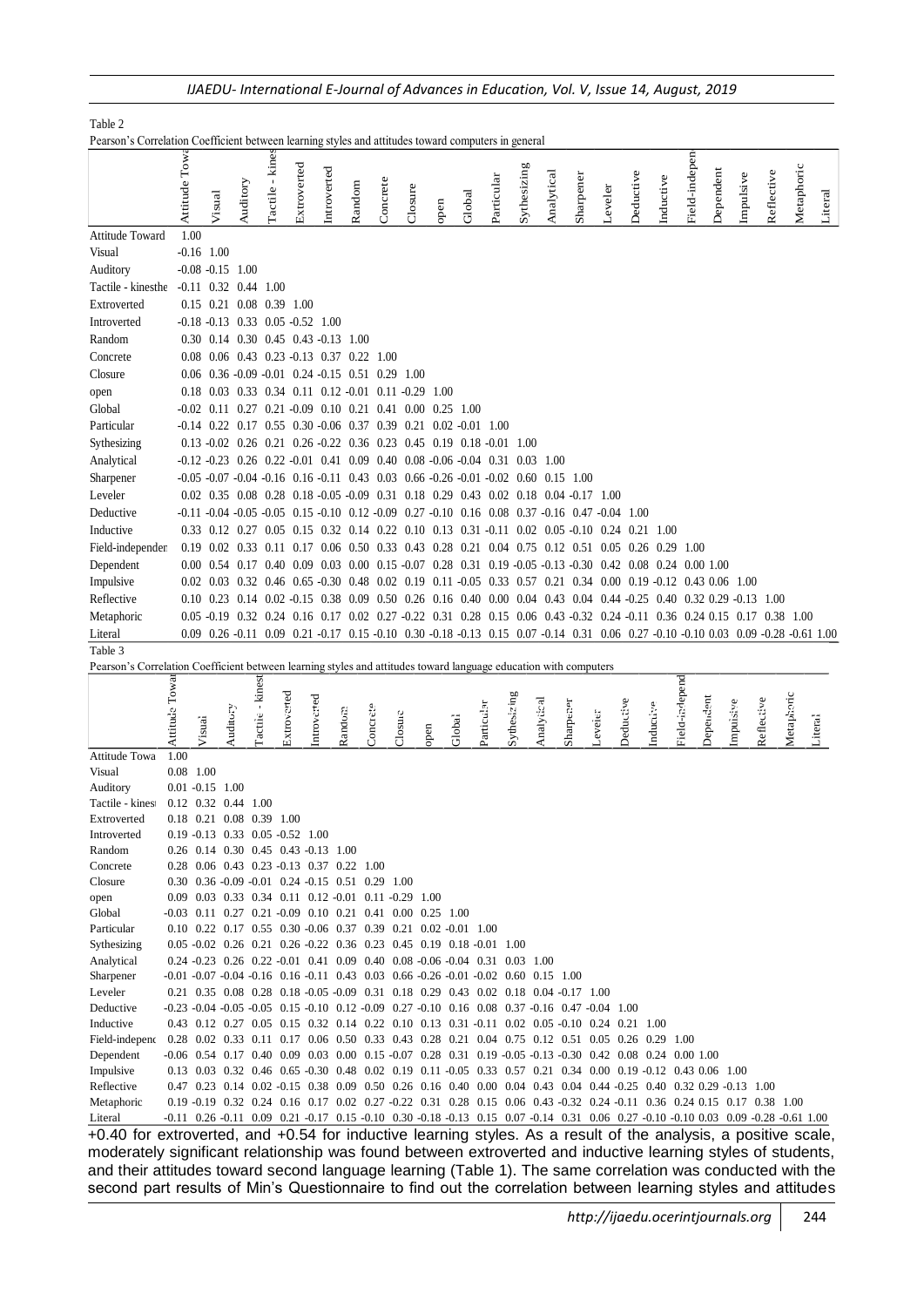Table 2

Pearson's Correlation Coefficient between learning styles and attitudes toward computers in general

| | Attitude Toward | Visual | Auditory | Tactile - kinesthetic | Extroverted | Introverted | Random | Concrete | Closure | open | Global | Particular | Sythesizing | Analytical | Sharpener | Leveler | Deductive | Inductive | Field-independent | Dependent | Impulsive | Reflective | Metaphoric | Literal |
|---|---|---|---|---|---|---|---|---|---|---|---|---|---|---|---|---|---|---|---|---|---|---|---|---|
| Attitude Toward | 1.00 | | | | | | | | | | | | | | | | | | | | | | | |
| Visual | -0.16 | 1.00 | | | | | | | | | | | | | | | | | | | | | | |
| Auditory | -0.08 | -0.15 | 1.00 | | | | | | | | | | | | | | | | | | | | | |
| Tactile - kinesthe | -0.11 | 0.32 | 0.44 | 1.00 | | | | | | | | | | | | | | | | | | | | |
| Extroverted | 0.15 | 0.21 | 0.08 | 0.39 | 1.00 | | | | | | | | | | | | | | | | | | | |
| Introverted | -0.18 | -0.13 | 0.33 | 0.05 | -0.52 | 1.00 | | | | | | | | | | | | | | | | | | |
| Random | 0.30 | 0.14 | 0.30 | 0.45 | 0.43 | -0.13 | 1.00 | | | | | | | | | | | | | | | | | |
| Concrete | 0.08 | 0.06 | 0.43 | 0.23 | -0.13 | 0.37 | 0.22 | 1.00 | | | | | | | | | | | | | | | | |
| Closure | 0.06 | 0.36 | -0.09 | -0.01 | 0.24 | -0.15 | 0.51 | 0.29 | 1.00 | | | | | | | | | | | | | | | |
| open | 0.18 | 0.03 | 0.33 | 0.34 | 0.11 | 0.12 | -0.01 | 0.11 | -0.29 | 1.00 | | | | | | | | | | | | | | |
| Global | -0.02 | 0.11 | 0.27 | 0.21 | -0.09 | 0.10 | 0.21 | 0.41 | 0.00 | 0.25 | 1.00 | | | | | | | | | | | | | |
| Particular | -0.14 | 0.22 | 0.17 | 0.55 | 0.30 | -0.06 | 0.37 | 0.39 | 0.21 | 0.02 | -0.01 | 1.00 | | | | | | | | | | | | |
| Sythesizing | 0.13 | -0.02 | 0.26 | 0.21 | 0.26 | -0.22 | 0.36 | 0.23 | 0.45 | 0.19 | 0.18 | -0.01 | 1.00 | | | | | | | | | | | |
| Analytical | -0.12 | -0.23 | 0.26 | 0.22 | -0.01 | 0.41 | 0.09 | 0.40 | 0.08 | -0.06 | -0.04 | 0.31 | 0.03 | 1.00 | | | | | | | | | | |
| Sharpener | -0.05 | -0.07 | -0.04 | -0.16 | 0.16 | -0.11 | 0.43 | 0.03 | 0.66 | -0.26 | -0.01 | -0.02 | 0.60 | 0.15 | 1.00 | | | | | | | | | |
| Leveler | 0.02 | 0.35 | 0.08 | 0.28 | 0.18 | -0.05 | -0.09 | 0.31 | 0.18 | 0.29 | 0.43 | 0.02 | 0.18 | 0.04 | -0.17 | 1.00 | | | | | | | | |
| Deductive | -0.11 | -0.04 | -0.05 | -0.05 | 0.15 | -0.10 | 0.12 | -0.09 | 0.27 | -0.10 | 0.16 | 0.08 | 0.37 | -0.16 | 0.47 | -0.04 | 1.00 | | | | | | | |
| Inductive | 0.33 | 0.12 | 0.27 | 0.05 | 0.15 | 0.32 | 0.14 | 0.22 | 0.10 | 0.13 | 0.31 | -0.11 | 0.02 | 0.05 | -0.10 | 0.24 | 0.21 | 1.00 | | | | | | |
| Field-independen | 0.19 | 0.02 | 0.33 | 0.11 | 0.17 | 0.06 | 0.50 | 0.33 | 0.43 | 0.28 | 0.21 | 0.04 | 0.75 | 0.12 | 0.51 | 0.05 | 0.26 | 0.29 | 1.00 | | | | | |
| Dependent | 0.00 | 0.54 | 0.17 | 0.40 | 0.09 | 0.03 | 0.00 | 0.15 | -0.07 | 0.28 | 0.31 | 0.19 | -0.05 | -0.13 | -0.30 | 0.42 | 0.08 | 0.24 | 0.00 | 1.00 | | | | |
| Impulsive | 0.02 | 0.03 | 0.32 | 0.46 | 0.65 | -0.30 | 0.48 | 0.02 | 0.19 | 0.11 | -0.05 | 0.33 | 0.57 | 0.21 | 0.34 | 0.00 | 0.19 | -0.12 | 0.43 | 0.06 | 1.00 | | | |
| Reflective | 0.10 | 0.23 | 0.14 | 0.02 | -0.15 | 0.38 | 0.09 | 0.50 | 0.26 | 0.16 | 0.40 | 0.00 | 0.04 | 0.43 | 0.04 | 0.44 | -0.25 | 0.40 | 0.32 | 0.29 | -0.13 | 1.00 | | |
| Metaphoric | 0.05 | -0.19 | 0.32 | 0.24 | 0.16 | 0.17 | 0.02 | 0.27 | -0.22 | 0.31 | 0.28 | 0.15 | 0.06 | 0.43 | -0.32 | 0.24 | -0.11 | 0.36 | 0.24 | 0.15 | 0.17 | 0.38 | 1.00 | |
| Literal | 0.09 | 0.26 | -0.11 | 0.09 | 0.21 | -0.17 | 0.15 | -0.10 | 0.30 | -0.18 | -0.13 | 0.15 | 0.07 | -0.14 | 0.31 | 0.06 | 0.27 | -0.10 | -0.10 | 0.03 | 0.09 | -0.28 | -0.61 | 1.00 |

Table 3

Pearson's Correlation Coefficient between learning styles and attitudes toward language education with computers

| | Attitude Toward | Visual | Auditory | Tactile - kinesthetic | Extroverted | Introverted | Random | Concrete | Closure | open | Global | Particular | Sythesizing | Analytical | Sharpener | Leveler | Deductive | Inductive | Field-independent | Dependent | Impulsive | Reflective | Metaphoric | Literal |
|---|---|---|---|---|---|---|---|---|---|---|---|---|---|---|---|---|---|---|---|---|---|---|---|---|
| Attitude Towa | 1.00 | | | | | | | | | | | | | | | | | | | | | | | |
| Visual | 0.08 | 1.00 | | | | | | | | | | | | | | | | | | | | | | |
| Auditory | 0.01 | -0.15 | 1.00 | | | | | | | | | | | | | | | | | | | | | |
| Tactile - kinest | 0.12 | 0.32 | 0.44 | 1.00 | | | | | | | | | | | | | | | | | | | | |
| Extroverted | 0.18 | 0.21 | 0.08 | 0.39 | 1.00 | | | | | | | | | | | | | | | | | | | |
| Introverted | 0.19 | -0.13 | 0.33 | 0.05 | -0.52 | 1.00 | | | | | | | | | | | | | | | | | | |
| Random | 0.26 | 0.14 | 0.30 | 0.45 | 0.43 | -0.13 | 1.00 | | | | | | | | | | | | | | | | | |
| Concrete | 0.28 | 0.06 | 0.43 | 0.23 | -0.13 | 0.37 | 0.22 | 1.00 | | | | | | | | | | | | | | | | |
| Closure | 0.30 | 0.36 | -0.09 | -0.01 | 0.24 | -0.15 | 0.51 | 0.29 | 1.00 | | | | | | | | | | | | | | | |
| open | 0.09 | 0.03 | 0.33 | 0.34 | 0.11 | 0.12 | -0.01 | 0.11 | -0.29 | 1.00 | | | | | | | | | | | | | | |
| Global | -0.03 | 0.11 | 0.27 | 0.21 | -0.09 | 0.10 | 0.21 | 0.41 | 0.00 | 0.25 | 1.00 | | | | | | | | | | | | | |
| Particular | 0.10 | 0.22 | 0.17 | 0.55 | 0.30 | -0.06 | 0.37 | 0.39 | 0.21 | 0.02 | -0.01 | 1.00 | | | | | | | | | | | | |
| Sythesizing | 0.05 | -0.02 | 0.26 | 0.21 | 0.26 | -0.22 | 0.36 | 0.23 | 0.45 | 0.19 | 0.18 | -0.01 | 1.00 | | | | | | | | | | | |
| Analytical | 0.24 | -0.23 | 0.26 | 0.22 | -0.01 | 0.41 | 0.09 | 0.40 | 0.08 | -0.06 | -0.04 | 0.31 | 0.03 | 1.00 | | | | | | | | | | |
| Sharpener | -0.01 | -0.07 | -0.04 | -0.16 | 0.16 | -0.11 | 0.43 | 0.03 | 0.66 | -0.26 | -0.01 | -0.02 | 0.60 | 0.15 | 1.00 | | | | | | | | | |
| Leveler | 0.21 | 0.35 | 0.08 | 0.28 | 0.18 | -0.05 | -0.09 | 0.31 | 0.18 | 0.29 | 0.43 | 0.02 | 0.18 | 0.04 | -0.17 | 1.00 | | | | | | | | |
| Deductive | -0.23 | -0.04 | -0.05 | -0.05 | 0.15 | -0.10 | 0.12 | -0.09 | 0.27 | -0.10 | 0.16 | 0.08 | 0.37 | -0.16 | 0.47 | -0.04 | 1.00 | | | | | | | |
| Inductive | 0.43 | 0.12 | 0.27 | 0.05 | 0.15 | 0.32 | 0.14 | 0.22 | 0.10 | 0.13 | 0.31 | -0.11 | 0.02 | 0.05 | -0.10 | 0.24 | 0.21 | 1.00 | | | | | | |
| Field-independ | 0.28 | 0.02 | 0.33 | 0.11 | 0.17 | 0.06 | 0.50 | 0.33 | 0.43 | 0.28 | 0.21 | 0.04 | 0.75 | 0.12 | 0.51 | 0.05 | 0.26 | 0.29 | 1.00 | | | | | |
| Dependent | -0.06 | 0.54 | 0.17 | 0.40 | 0.09 | 0.03 | 0.00 | 0.15 | -0.07 | 0.28 | 0.31 | 0.19 | -0.05 | -0.13 | -0.30 | 0.42 | 0.08 | 0.24 | 0.00 | 1.00 | | | | |
| Impulsive | 0.13 | 0.03 | 0.32 | 0.46 | 0.65 | -0.30 | 0.48 | 0.02 | 0.19 | 0.11 | -0.05 | 0.33 | 0.57 | 0.21 | 0.34 | 0.00 | 0.19 | -0.12 | 0.43 | 0.06 | 1.00 | | | |
| Reflective | 0.47 | 0.23 | 0.14 | 0.02 | -0.15 | 0.38 | 0.09 | 0.50 | 0.26 | 0.16 | 0.40 | 0.00 | 0.04 | 0.43 | 0.04 | 0.44 | -0.25 | 0.40 | 0.32 | 0.29 | -0.13 | 1.00 | | |
| Metaphoric | 0.19 | -0.19 | 0.32 | 0.24 | 0.16 | 0.17 | 0.02 | 0.27 | -0.22 | 0.31 | 0.28 | 0.15 | 0.06 | 0.43 | -0.32 | 0.24 | -0.11 | 0.36 | 0.24 | 0.15 | 0.17 | 0.38 | 1.00 | |
| Literal | -0.11 | 0.26 | -0.11 | 0.09 | 0.21 | -0.17 | 0.15 | -0.10 | 0.30 | -0.18 | -0.13 | 0.15 | 0.07 | -0.14 | 0.31 | 0.06 | 0.27 | -0.10 | -0.10 | 0.03 | 0.09 | -0.28 | -0.61 | 1.00 |

+0.40 for extroverted, and +0.54 for inductive learning styles. As a result of the analysis, a positive scale, moderately significant relationship was found between extroverted and inductive learning styles of students, and their attitudes toward second language learning (Table 1). The same correlation was conducted with the second part results of Min's Questionnaire to find out the correlation between learning styles and attitudes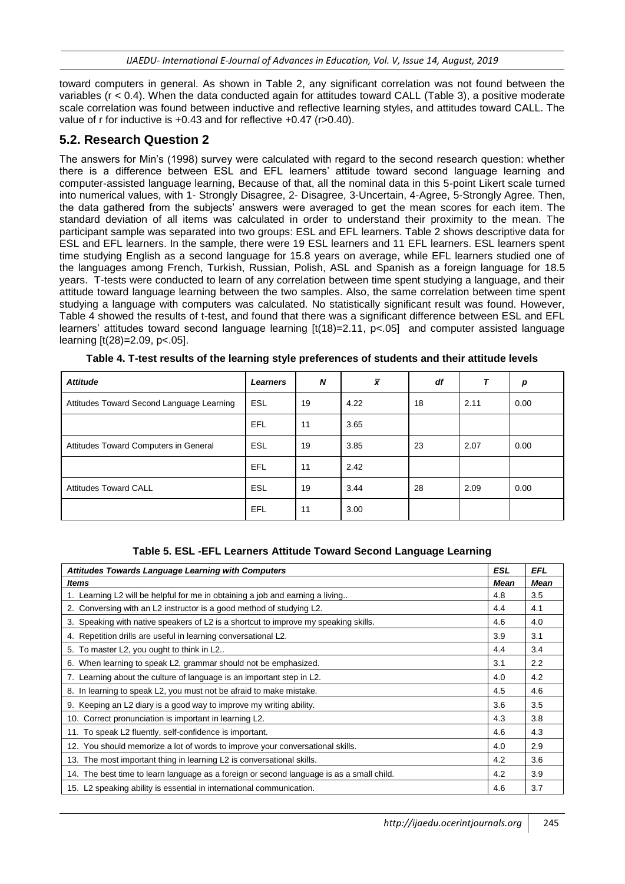toward computers in general. As shown in Table 2, any significant correlation was not found between the variables ($r < 0.4$). When the data conducted again for attitudes toward CALL (Table 3), a positive moderate scale correlation was found between inductive and reflective learning styles, and attitudes toward CALL. The value of r for inductive is +0.43 and for reflective +0.47 ($r>0.40$).

## 5.2. Research Question 2

The answers for Min's (1998) survey were calculated with regard to the second research question: whether there is a difference between ESL and EFL learners' attitude toward second language learning and computer-assisted language learning, Because of that, all the nominal data in this 5-point Likert scale turned into numerical values, with 1- Strongly Disagree, 2- Disagree, 3-Uncertain, 4-Agree, 5-Strongly Agree. Then, the data gathered from the subjects' answers were averaged to get the mean scores for each item. The standard deviation of all items was calculated in order to understand their proximity to the mean. The participant sample was separated into two groups: ESL and EFL learners. Table 2 shows descriptive data for ESL and EFL learners. In the sample, there were 19 ESL learners and 11 EFL learners. ESL learners spent time studying English as a second language for 15.8 years on average, while EFL learners studied one of the languages among French, Turkish, Russian, Polish, ASL and Spanish as a foreign language for 18.5 years. T-tests were conducted to learn of any correlation between time spent studying a language, and their attitude toward language learning between the two samples. Also, the same correlation between time spent studying a language with computers was calculated. No statistically significant result was found. However, Table 4 showed the results of t-test, and found that there was a significant difference between ESL and EFL learners' attitudes toward second language learning [$t(18)=2.11$, $p<.05$] and computer assisted language learning [$t(28)=2.09$, $p<.05$].

**Table 4. T-test results of the learning style preferences of students and their attitude levels**

| *Attitude* | *Learners* | *N* | $\bar{x}$ | *df* | *T* | *p* |
|---|---|---|---|---|---|---|
| Attitudes Toward Second Language Learning | ESL | 19 | 4.22 | 18 | 2.11 | 0.00 |
| | EFL | 11 | 3.65 | | | |
| Attitudes Toward Computers in General | ESL | 19 | 3.85 | 23 | 2.07 | 0.00 |
| | EFL | 11 | 2.42 | | | |
| Attitudes Toward CALL | ESL | 19 | 3.44 | 28 | 2.09 | 0.00 |
| | EFL | 11 | 3.00 | | | |

**Table 5. ESL -EFL Learners Attitude Toward Second Language Learning**

| *Attitudes Towards Language Learning with Computers* | *ESL* | *EFL* |
|---|---|---|
| *Items* | *Mean* | *Mean* |
| 1. Learning L2 will be helpful for me in obtaining a job and earning a living.. | 4.8 | 3.5 |
| 2. Conversing with an L2 instructor is a good method of studying L2. | 4.4 | 4.1 |
| 3. Speaking with native speakers of L2 is a shortcut to improve my speaking skills. | 4.6 | 4.0 |
| 4. Repetition drills are useful in learning conversational L2. | 3.9 | 3.1 |
| 5. To master L2, you ought to think in L2.. | 4.4 | 3.4 |
| 6. When learning to speak L2, grammar should not be emphasized. | 3.1 | 2.2 |
| 7. Learning about the culture of language is an important step in L2. | 4.0 | 4.2 |
| 8. In learning to speak L2, you must not be afraid to make mistake. | 4.5 | 4.6 |
| 9. Keeping an L2 diary is a good way to improve my writing ability. | 3.6 | 3.5 |
| 10. Correct pronunciation is important in learning L2. | 4.3 | 3.8 |
| 11. To speak L2 fluently, self-confidence is important. | 4.6 | 4.3 |
| 12. You should memorize a lot of words to improve your conversational skills. | 4.0 | 2.9 |
| 13. The most important thing in learning L2 is conversational skills. | 4.2 | 3.6 |
| 14. The best time to learn language as a foreign or second language is as a small child. | 4.2 | 3.9 |
| 15. L2 speaking ability is essential in international communication. | 4.6 | 3.7 |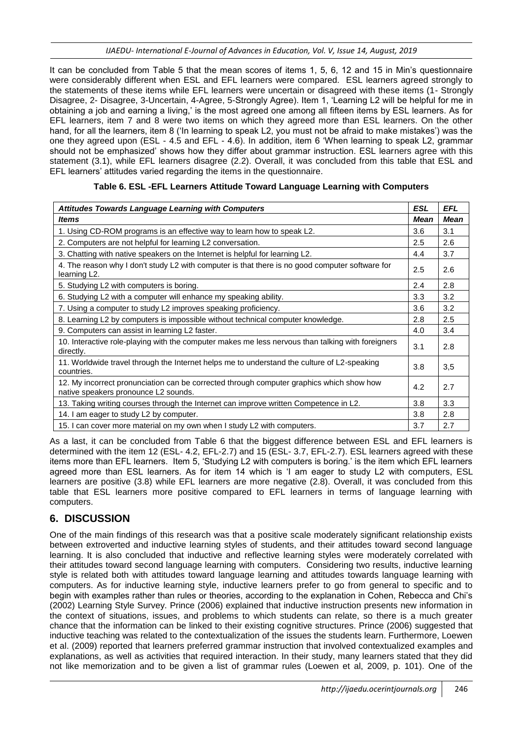It can be concluded from Table 5 that the mean scores of items 1, 5, 6, 12 and 15 in Min's questionnaire were considerably different when ESL and EFL learners were compared. ESL learners agreed strongly to the statements of these items while EFL learners were uncertain or disagreed with these items (1- Strongly Disagree, 2- Disagree, 3-Uncertain, 4-Agree, 5-Strongly Agree). Item 1, 'Learning L2 will be helpful for me in obtaining a job and earning a living,' is the most agreed one among all fifteen items by ESL learners. As for EFL learners, item 7 and 8 were two items on which they agreed more than ESL learners. On the other hand, for all the learners, item 8 ('In learning to speak L2, you must not be afraid to make mistakes') was the one they agreed upon (ESL - 4.5 and EFL - 4.6). In addition, item 6 'When learning to speak L2, grammar should not be emphasized' shows how they differ about grammar instruction. ESL learners agree with this statement (3.1), while EFL learners disagree (2.2). Overall, it was concluded from this table that ESL and EFL learners' attitudes varied regarding the items in the questionnaire.

**Table 6. ESL -EFL Learners Attitude Toward Language Learning with Computers**

| ***Attitudes Towards Language Learning with Computers*** | ***ESL*** | ***EFL*** |
|---|---|---|
| ***Items*** | ***Mean*** | ***Mean*** |
| 1. Using CD-ROM programs is an effective way to learn how to speak L2. | 3.6 | 3.1 |
| 2. Computers are not helpful for learning L2 conversation. | 2.5 | 2.6 |
| 3. Chatting with native speakers on the Internet is helpful for learning L2. | 4.4 | 3.7 |
| 4. The reason why I don't study L2 with computer is that there is no good computer software for learning L2. | 2.5 | 2.6 |
| 5. Studying L2 with computers is boring. | 2.4 | 2.8 |
| 6. Studying L2 with a computer will enhance my speaking ability. | 3.3 | 3.2 |
| 7. Using a computer to study L2 improves speaking proficiency. | 3.6 | 3.2 |
| 8. Learning L2 by computers is impossible without technical computer knowledge. | 2.8 | 2.5 |
| 9. Computers can assist in learning L2 faster. | 4.0 | 3.4 |
| 10. Interactive role-playing with the computer makes me less nervous than talking with foreigners directly. | 3.1 | 2.8 |
| 11. Worldwide travel through the Internet helps me to understand the culture of L2-speaking countries. | 3.8 | 3,5 |
| 12. My incorrect pronunciation can be corrected through computer graphics which show how native speakers pronounce L2 sounds. | 4.2 | 2.7 |
| 13. Taking writing courses through the Internet can improve written Competence in L2. | 3.8 | 3.3 |
| 14. I am eager to study L2 by computer. | 3.8 | 2.8 |
| 15. I can cover more material on my own when I study L2 with computers. | 3.7 | 2.7 |

As a last, it can be concluded from Table 6 that the biggest difference between ESL and EFL learners is determined with the item 12 (ESL- 4.2, EFL-2.7) and 15 (ESL- 3.7, EFL-2.7). ESL learners agreed with these items more than EFL learners. Item 5, 'Studying L2 with computers is boring.' is the item which EFL learners agreed more than ESL learners. As for item 14 which is 'I am eager to study L2 with computers, ESL learners are positive (3.8) while EFL learners are more negative (2.8). Overall, it was concluded from this table that ESL learners more positive compared to EFL learners in terms of language learning with computers.

## 6. DISCUSSION

One of the main findings of this research was that a positive scale moderately significant relationship exists between extroverted and inductive learning styles of students, and their attitudes toward second language learning. It is also concluded that inductive and reflective learning styles were moderately correlated with their attitudes toward second language learning with computers. Considering two results, inductive learning style is related both with attitudes toward language learning and attitudes towards language learning with computers. As for inductive learning style, inductive learners prefer to go from general to specific and to begin with examples rather than rules or theories, according to the explanation in Cohen, Rebecca and Chi's (2002) Learning Style Survey. Prince (2006) explained that inductive instruction presents new information in the context of situations, issues, and problems to which students can relate, so there is a much greater chance that the information can be linked to their existing cognitive structures. Prince (2006) suggested that inductive teaching was related to the contextualization of the issues the students learn. Furthermore, Loewen et al. (2009) reported that learners preferred grammar instruction that involved contextualized examples and explanations, as well as activities that required interaction. In their study, many learners stated that they did not like memorization and to be given a list of grammar rules (Loewen et al, 2009, p. 101). One of the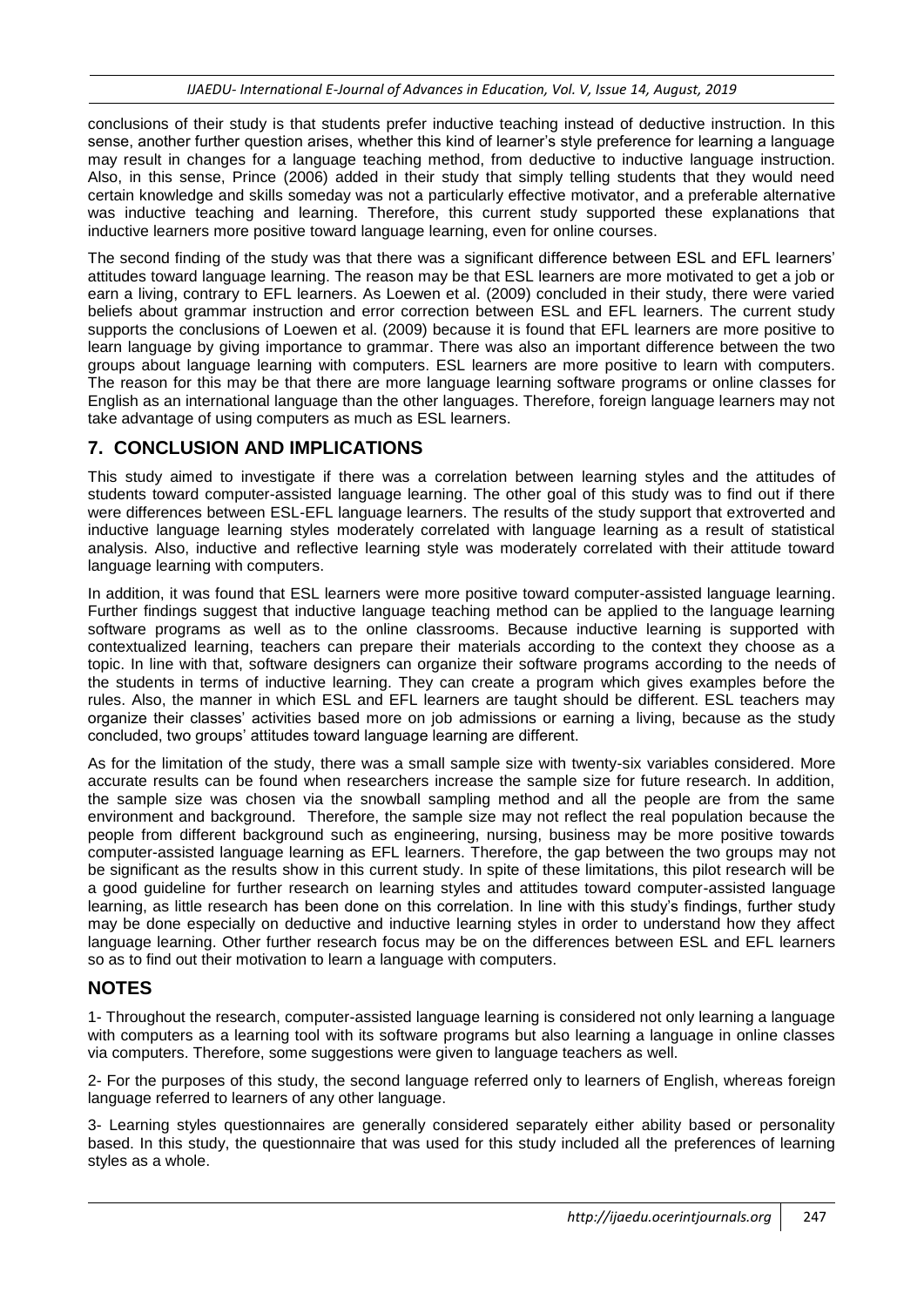conclusions of their study is that students prefer inductive teaching instead of deductive instruction. In this sense, another further question arises, whether this kind of learner's style preference for learning a language may result in changes for a language teaching method, from deductive to inductive language instruction. Also, in this sense, Prince (2006) added in their study that simply telling students that they would need certain knowledge and skills someday was not a particularly effective motivator, and a preferable alternative was inductive teaching and learning. Therefore, this current study supported these explanations that inductive learners more positive toward language learning, even for online courses.

The second finding of the study was that there was a significant difference between ESL and EFL learners' attitudes toward language learning. The reason may be that ESL learners are more motivated to get a job or earn a living, contrary to EFL learners. As Loewen et al. (2009) concluded in their study, there were varied beliefs about grammar instruction and error correction between ESL and EFL learners. The current study supports the conclusions of Loewen et al. (2009) because it is found that EFL learners are more positive to learn language by giving importance to grammar. There was also an important difference between the two groups about language learning with computers. ESL learners are more positive to learn with computers. The reason for this may be that there are more language learning software programs or online classes for English as an international language than the other languages. Therefore, foreign language learners may not take advantage of using computers as much as ESL learners.

## 7. CONCLUSION AND IMPLICATIONS

This study aimed to investigate if there was a correlation between learning styles and the attitudes of students toward computer-assisted language learning. The other goal of this study was to find out if there were differences between ESL-EFL language learners. The results of the study support that extroverted and inductive language learning styles moderately correlated with language learning as a result of statistical analysis. Also, inductive and reflective learning style was moderately correlated with their attitude toward language learning with computers.

In addition, it was found that ESL learners were more positive toward computer-assisted language learning. Further findings suggest that inductive language teaching method can be applied to the language learning software programs as well as to the online classrooms. Because inductive learning is supported with contextualized learning, teachers can prepare their materials according to the context they choose as a topic. In line with that, software designers can organize their software programs according to the needs of the students in terms of inductive learning. They can create a program which gives examples before the rules. Also, the manner in which ESL and EFL learners are taught should be different. ESL teachers may organize their classes' activities based more on job admissions or earning a living, because as the study concluded, two groups' attitudes toward language learning are different.

As for the limitation of the study, there was a small sample size with twenty-six variables considered. More accurate results can be found when researchers increase the sample size for future research. In addition, the sample size was chosen via the snowball sampling method and all the people are from the same environment and background. Therefore, the sample size may not reflect the real population because the people from different background such as engineering, nursing, business may be more positive towards computer-assisted language learning as EFL learners. Therefore, the gap between the two groups may not be significant as the results show in this current study. In spite of these limitations, this pilot research will be a good guideline for further research on learning styles and attitudes toward computer-assisted language learning, as little research has been done on this correlation. In line with this study's findings, further study may be done especially on deductive and inductive learning styles in order to understand how they affect language learning. Other further research focus may be on the differences between ESL and EFL learners so as to find out their motivation to learn a language with computers.

## NOTES

1- Throughout the research, computer-assisted language learning is considered not only learning a language with computers as a learning tool with its software programs but also learning a language in online classes via computers. Therefore, some suggestions were given to language teachers as well.

2- For the purposes of this study, the second language referred only to learners of English, whereas foreign language referred to learners of any other language.

3- Learning styles questionnaires are generally considered separately either ability based or personality based. In this study, the questionnaire that was used for this study included all the preferences of learning styles as a whole.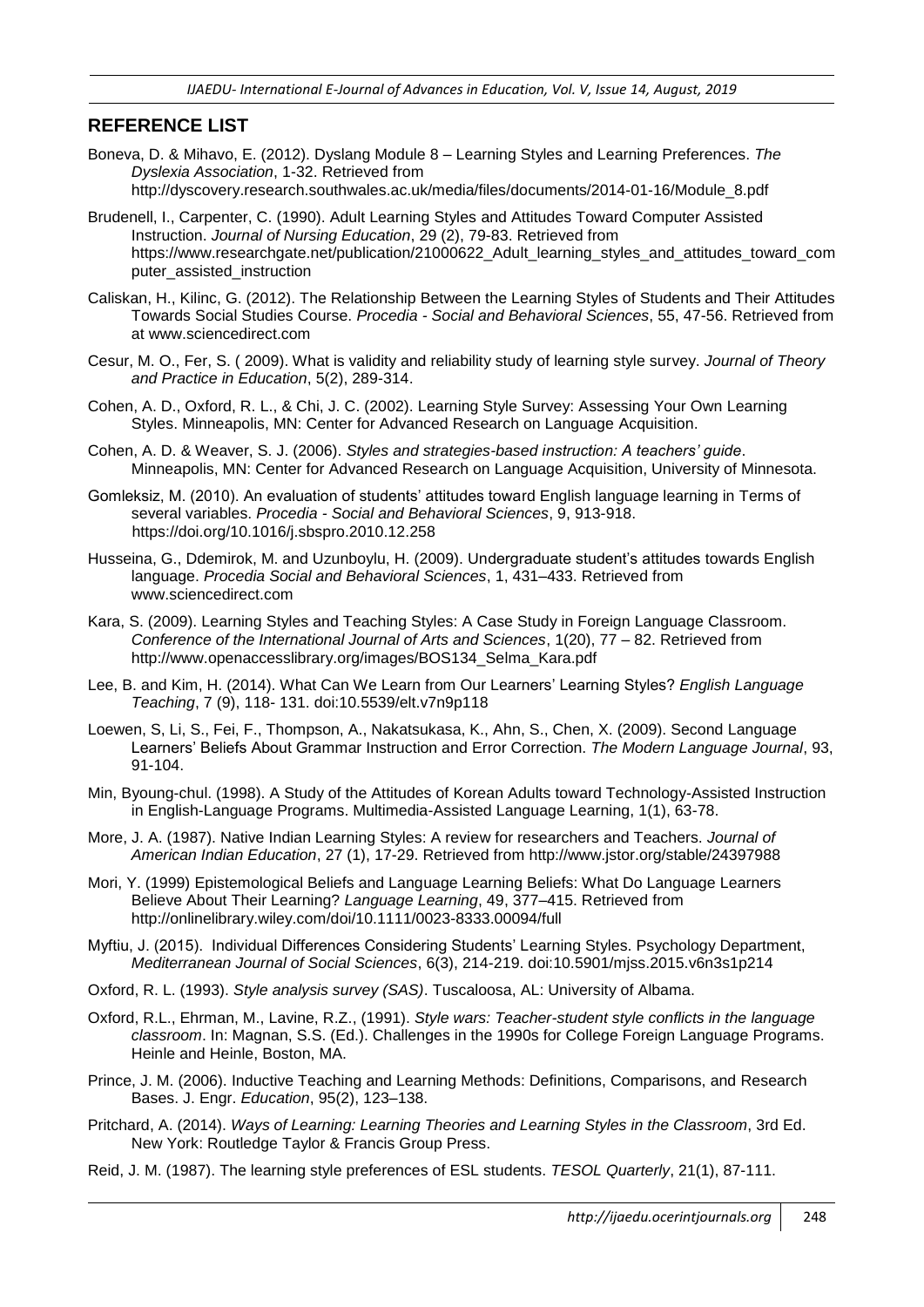## REFERENCE LIST

Boneva, D. & Mihavo, E. (2012). Dyslang Module 8 – Learning Styles and Learning Preferences. *The Dyslexia Association*, 1-32. Retrieved from http://dyscovery.research.southwales.ac.uk/media/files/documents/2014-01-16/Module_8.pdf

Brudenell, I., Carpenter, C. (1990). Adult Learning Styles and Attitudes Toward Computer Assisted Instruction. *Journal of Nursing Education*, 29 (2), 79-83. Retrieved from https://www.researchgate.net/publication/21000622_Adult_learning_styles_and_attitudes_toward_computer_assisted_instruction

Caliskan, H., Kilinc, G. (2012). The Relationship Between the Learning Styles of Students and Their Attitudes Towards Social Studies Course. *Procedia - Social and Behavioral Sciences*, 55, 47-56. Retrieved from at www.sciencedirect.com

Cesur, M. O., Fer, S. ( 2009). What is validity and reliability study of learning style survey. *Journal of Theory and Practice in Education*, 5(2), 289-314.

Cohen, A. D., Oxford, R. L., & Chi, J. C. (2002). Learning Style Survey: Assessing Your Own Learning Styles. Minneapolis, MN: Center for Advanced Research on Language Acquisition.

Cohen, A. D. & Weaver, S. J. (2006). *Styles and strategies-based instruction: A teachers' guide*. Minneapolis, MN: Center for Advanced Research on Language Acquisition, University of Minnesota.

Gomleksiz, M. (2010). An evaluation of students' attitudes toward English language learning in Terms of several variables. *Procedia - Social and Behavioral Sciences*, 9, 913-918. https://doi.org/10.1016/j.sbspro.2010.12.258

Husseina, G., Ddemirok, M. and Uzunboylu, H. (2009). Undergraduate student's attitudes towards English language. *Procedia Social and Behavioral Sciences*, 1, 431–433. Retrieved from www.sciencedirect.com

Kara, S. (2009). Learning Styles and Teaching Styles: A Case Study in Foreign Language Classroom. *Conference of the International Journal of Arts and Sciences*, 1(20), 77 – 82. Retrieved from http://www.openaccesslibrary.org/images/BOS134_Selma_Kara.pdf

Lee, B. and Kim, H. (2014). What Can We Learn from Our Learners' Learning Styles? *English Language Teaching*, 7 (9), 118- 131. doi:10.5539/elt.v7n9p118

Loewen, S, Li, S., Fei, F., Thompson, A., Nakatsukasa, K., Ahn, S., Chen, X. (2009). Second Language Learners' Beliefs About Grammar Instruction and Error Correction. *The Modern Language Journal*, 93, 91-104.

Min, Byoung-chul. (1998). A Study of the Attitudes of Korean Adults toward Technology-Assisted Instruction in English-Language Programs. Multimedia-Assisted Language Learning, 1(1), 63-78.

More, J. A. (1987). Native Indian Learning Styles: A review for researchers and Teachers. *Journal of American Indian Education*, 27 (1), 17-29. Retrieved from http://www.jstor.org/stable/24397988

Mori, Y. (1999) Epistemological Beliefs and Language Learning Beliefs: What Do Language Learners Believe About Their Learning? *Language Learning*, 49, 377–415. Retrieved from http://onlinelibrary.wiley.com/doi/10.1111/0023-8333.00094/full

Myftiu, J. (2015). Individual Differences Considering Students' Learning Styles. Psychology Department, *Mediterranean Journal of Social Sciences*, 6(3), 214-219. doi:10.5901/mjss.2015.v6n3s1p214

Oxford, R. L. (1993). *Style analysis survey (SAS)*. Tuscaloosa, AL: University of Albama.

Oxford, R.L., Ehrman, M., Lavine, R.Z., (1991). *Style wars: Teacher-student style conflicts in the language classroom*. In: Magnan, S.S. (Ed.). Challenges in the 1990s for College Foreign Language Programs. Heinle and Heinle, Boston, MA.

Prince, J. M. (2006). Inductive Teaching and Learning Methods: Definitions, Comparisons, and Research Bases. J. Engr. *Education*, 95(2), 123–138.

Pritchard, A. (2014). *Ways of Learning: Learning Theories and Learning Styles in the Classroom*, 3rd Ed. New York: Routledge Taylor & Francis Group Press.

Reid, J. M. (1987). The learning style preferences of ESL students. *TESOL Quarterly*, 21(1), 87-111.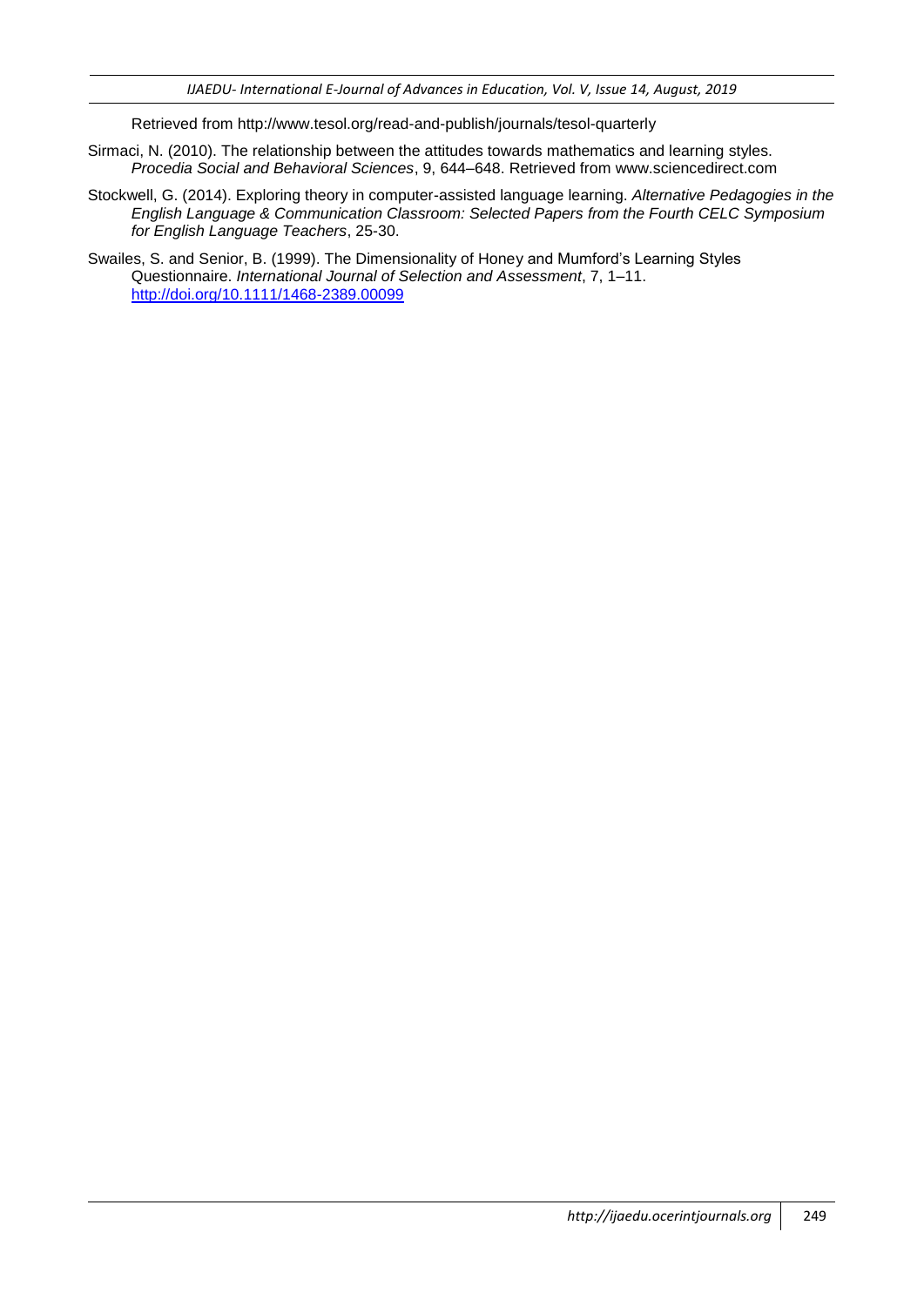Retrieved from http://www.tesol.org/read-and-publish/journals/tesol-quarterly

Sirmaci, N. (2010). The relationship between the attitudes towards mathematics and learning styles. *Procedia Social and Behavioral Sciences*, 9, 644–648. Retrieved from www.sciencedirect.com

Stockwell, G. (2014). Exploring theory in computer-assisted language learning. *Alternative Pedagogies in the English Language & Communication Classroom: Selected Papers from the Fourth CELC Symposium for English Language Teachers*, 25-30.

Swailes, S. and Senior, B. (1999). The Dimensionality of Honey and Mumford's Learning Styles Questionnaire. *International Journal of Selection and Assessment*, 7, 1–11. http://doi.org/10.1111/1468-2389.00099